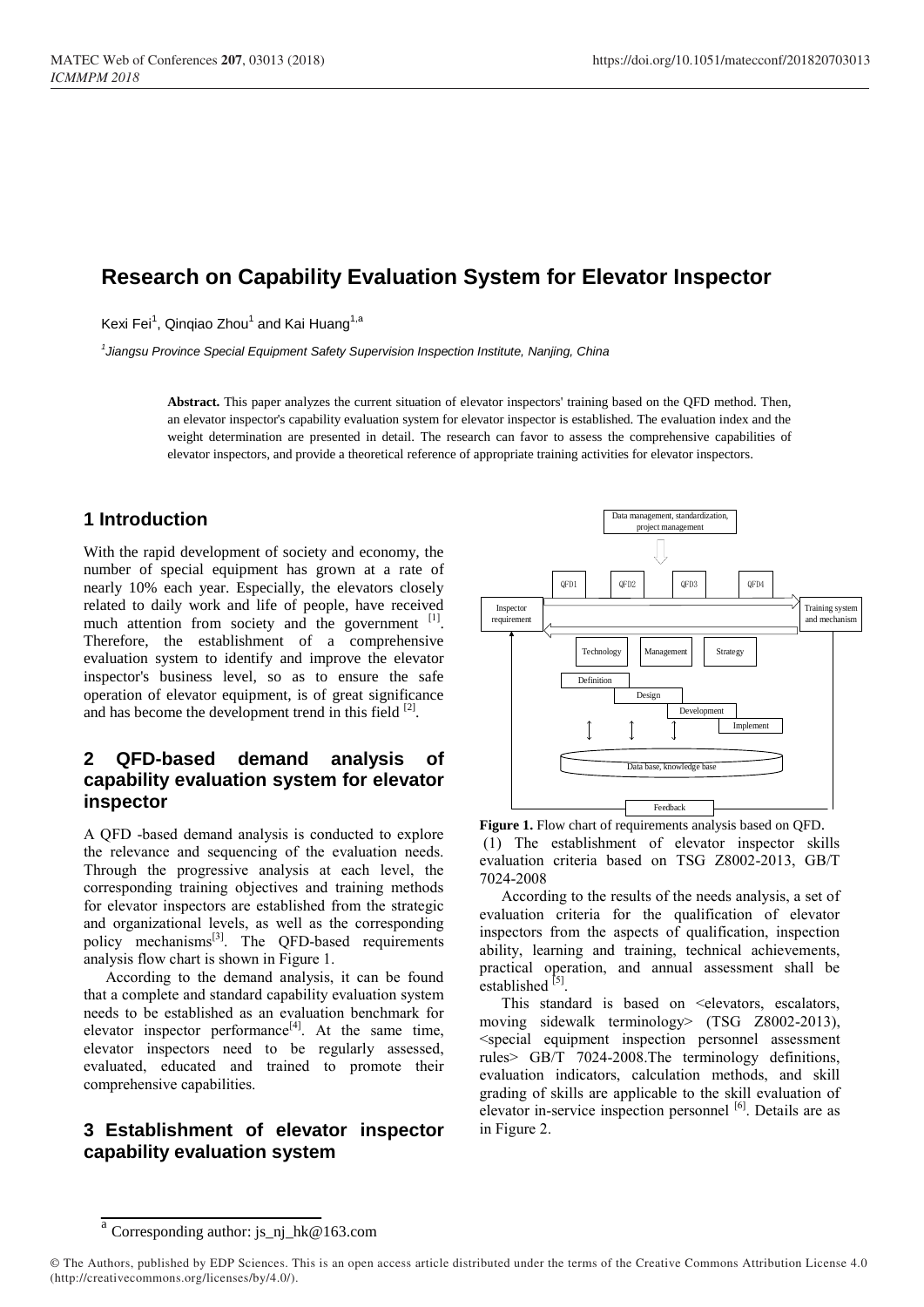# Research on Capability Evaluation System for Elevator Inspector

Kexi Fei[1], Qinqiao Zhou[1] and Kai Huang[1,a]

[1]*Jiangsu Province Special Equipment Safety Supervision Inspection Institute, Nanjing, China*

**Abstract.** This paper analyzes the current situation of elevator inspectors' training based on the QFD method. Then, an elevator inspector's capability evaluation system for elevator inspector is established. The evaluation index and the weight determination are presented in detail. The research can favor to assess the comprehensive capabilities of elevator inspectors, and provide a theoretical reference of appropriate training activities for elevator inspectors.

## 1 Introduction

With the rapid development of society and economy, the number of special equipment has grown at a rate of nearly 10% each year. Especially, the elevators closely related to daily work and life of people, have received much attention from society and the government [1]. Therefore, the establishment of a comprehensive evaluation system to identify and improve the elevator inspector's business level, so as to ensure the safe operation of elevator equipment, is of great significance and has become the development trend in this field [2].

## 2 QFD-based demand analysis of capability evaluation system for elevator inspector

A QFD -based demand analysis is conducted to explore the relevance and sequencing of the evaluation needs. Through the progressive analysis at each level, the corresponding training objectives and training methods for elevator inspectors are established from the strategic and organizational levels, as well as the corresponding policy mechanisms[3]. The QFD-based requirements analysis flow chart is shown in Figure 1.

According to the demand analysis, it can be found that a complete and standard capability evaluation system needs to be established as an evaluation benchmark for elevator inspector performance[4]. At the same time, elevator inspectors need to be regularly assessed, evaluated, educated and trained to promote their comprehensive capabilities.

## 3 Establishment of elevator inspector capability evaluation system

Data management, standardization, project management

QFD1 QFD2 QFD3 QFD4

Inspector requirement

Training system and mechanism

Technology Management Strategy

Definition Design Development Implement

Data base, knowledge base

Feedback

**Figure 1.** Flow chart of requirements analysis based on QFD.

(1) The establishment of elevator inspector skills evaluation criteria based on TSG Z8002-2013, GB/T 7024-2008

According to the results of the needs analysis, a set of evaluation criteria for the qualification of elevator inspectors from the aspects of qualification, inspection ability, learning and training, technical achievements, practical operation, and annual assessment shall be established [5].

This standard is based on <elevators, escalators, moving sidewalk terminology> (TSG Z8002-2013), <special equipment inspection personnel assessment rules> GB/T 7024-2008.The terminology definitions, evaluation indicators, calculation methods, and skill grading of skills are applicable to the skill evaluation of elevator in-service inspection personnel [6]. Details are as in Figure 2.

[a] Corresponding author: js_nj_hk@163.com

© The Authors, published by EDP Sciences. This is an open access article distributed under the terms of the Creative Commons Attribution License 4.0 (http://creativecommons.org/licenses/by/4.0/).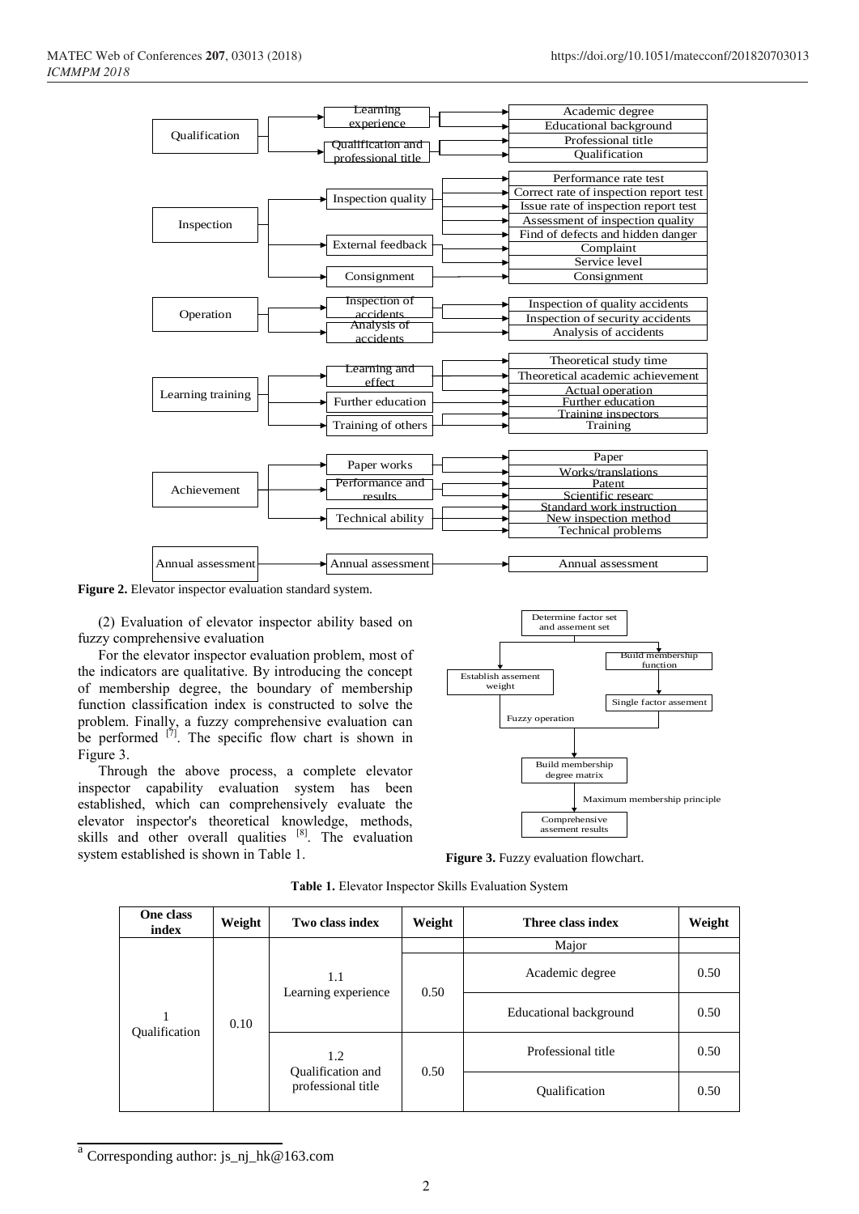- Qualification
  - Learning experience
    - Academic degree
    - Educational background
  - Qualification and professional title
    - Professional title
    - Qualification
- Inspection
  - Inspection quality
    - Performance rate test
    - Correct rate of inspection report test
    - Issue rate of inspection report test
    - Assessment of inspection quality
    - Find of defects and hidden danger
  - External feedback
    - Complaint
    - Service level
  - Consignment
    - Consignment
- Operation
  - Inspection of accidents
    - Inspection of quality accidents
    - Inspection of security accidents
  - Analysis of accidents
    - Analysis of accidents
- Learning training
  - Learning and effect
    - Theoretical study time
    - Theoretical academic achievement
    - Actual operation
  - Further education
    - Further education
  - Training of others
    - Training inspectors
    - Training
- Achievement
  - Paper works
    - Paper
    - Works/translations
  - Performance and results
    - Patent
    - Scientific researc
  - Technical ability
    - Standard work instruction
    - New inspection method
    - Technical problems
- Annual assessment
  - Annual assessment
    - Annual assessment

**Figure 2.** Elevator inspector evaluation standard system.

(2) Evaluation of elevator inspector ability based on fuzzy comprehensive evaluation

For the elevator inspector evaluation problem, most of the indicators are qualitative. By introducing the concept of membership degree, the boundary of membership function classification index is constructed to solve the problem. Finally, a fuzzy comprehensive evaluation can be performed [7]. The specific flow chart is shown in Figure 3.

Through the above process, a complete elevator inspector capability evaluation system has been established, which can comprehensively evaluate the elevator inspector's theoretical knowledge, methods, skills and other overall qualities [8]. The evaluation system established is shown in Table 1.

Determine factor set and assement set → Establish assement weight / Build membership function → Single factor assement → Fuzzy operation → Build membership degree matrix → Maximum membership principle → Comprehensive assement results

**Figure 3.** Fuzzy evaluation flowchart.

**Table 1.** Elevator Inspector Skills Evaluation System

| One class index | Weight | Two class index | Weight | Three class index | Weight |
|---|---|---|---|---|---|
| 1 Qualification | 0.10 | 1.1 Learning experience | | Major | |
| | | | 0.50 | Academic degree | 0.50 |
| | | | | Educational background | 0.50 |
| | | 1.2 Qualification and professional title | 0.50 | Professional title | 0.50 |
| | | | | Qualification | 0.50 |

[a] Corresponding author: js_nj_hk@163.com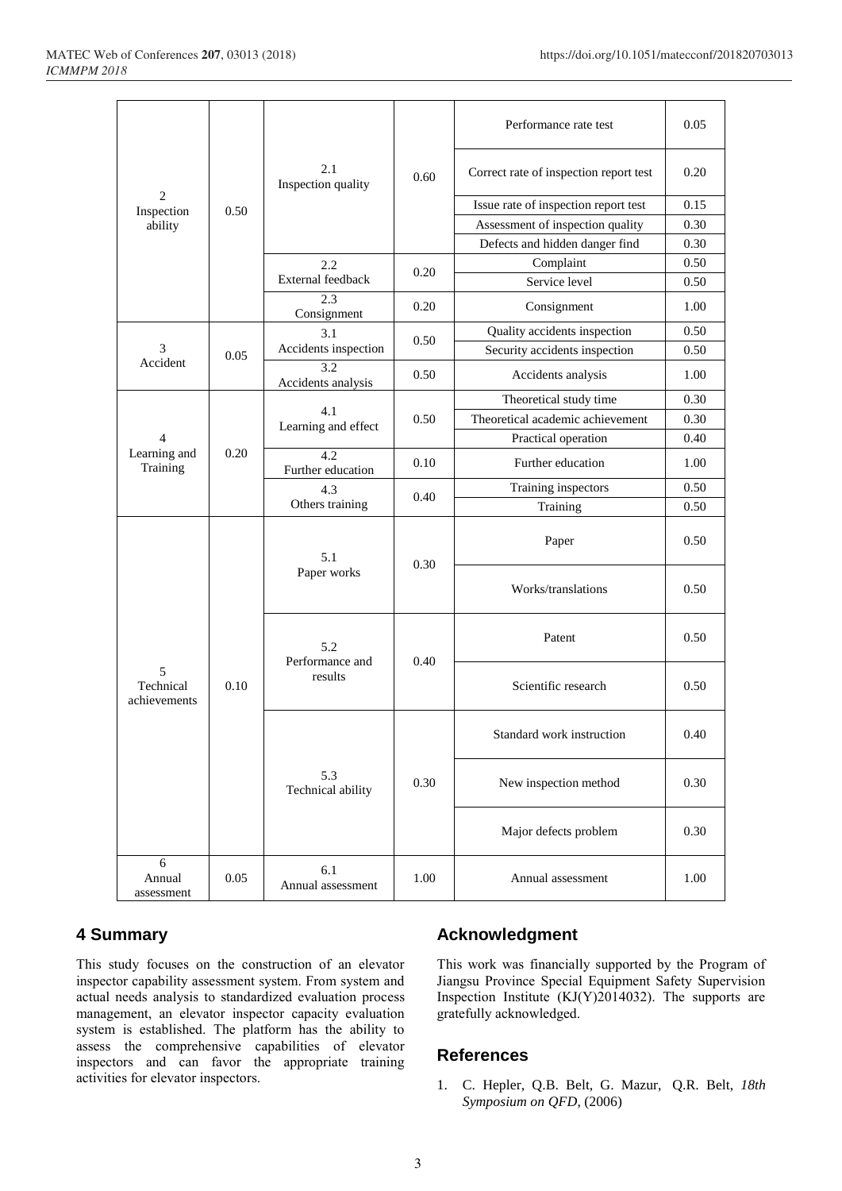| | | | | | |
|---|---|---|---|---|---|
| 2<br>Inspection ability | 0.50 | 2.1<br>Inspection quality | 0.60 | Performance rate test | 0.05 |
| | | | | Correct rate of inspection report test | 0.20 |
| | | | | Issue rate of inspection report test | 0.15 |
| | | | | Assessment of inspection quality | 0.30 |
| | | | | Defects and hidden danger find | 0.30 |
| | | 2.2<br>External feedback | 0.20 | Complaint | 0.50 |
| | | | | Service level | 0.50 |
| | | 2.3<br>Consignment | 0.20 | Consignment | 1.00 |
| 3<br>Accident | 0.05 | 3.1<br>Accidents inspection | 0.50 | Quality accidents inspection | 0.50 |
| | | | | Security accidents inspection | 0.50 |
| | | 3.2<br>Accidents analysis | 0.50 | Accidents analysis | 1.00 |
| 4<br>Learning and Training | 0.20 | 4.1<br>Learning and effect | 0.50 | Theoretical study time | 0.30 |
| | | | | Theoretical academic achievement | 0.30 |
| | | | | Practical operation | 0.40 |
| | | 4.2<br>Further education | 0.10 | Further education | 1.00 |
| | | 4.3<br>Others training | 0.40 | Training inspectors | 0.50 |
| | | | | Training | 0.50 |
| 5<br>Technical achievements | 0.10 | 5.1<br>Paper works | 0.30 | Paper | 0.50 |
| | | | | Works/translations | 0.50 |
| | | 5.2<br>Performance and results | 0.40 | Patent | 0.50 |
| | | | | Scientific research | 0.50 |
| | | 5.3<br>Technical ability | 0.30 | Standard work instruction | 0.40 |
| | | | | New inspection method | 0.30 |
| | | | | Major defects problem | 0.30 |
| 6<br>Annual assessment | 0.05 | 6.1<br>Annual assessment | 1.00 | Annual assessment | 1.00 |

## 4 Summary

This study focuses on the construction of an elevator inspector capability assessment system. From system and actual needs analysis to standardized evaluation process management, an elevator inspector capacity evaluation system is established. The platform has the ability to assess the comprehensive capabilities of elevator inspectors and can favor the appropriate training activities for elevator inspectors.

## Acknowledgment

This work was financially supported by the Program of Jiangsu Province Special Equipment Safety Supervision Inspection Institute (KJ(Y)2014032). The supports are gratefully acknowledged.

## References

1. C. Hepler, Q.B. Belt, G. Mazur, Q.R. Belt, *18th Symposium on QFD*, (2006)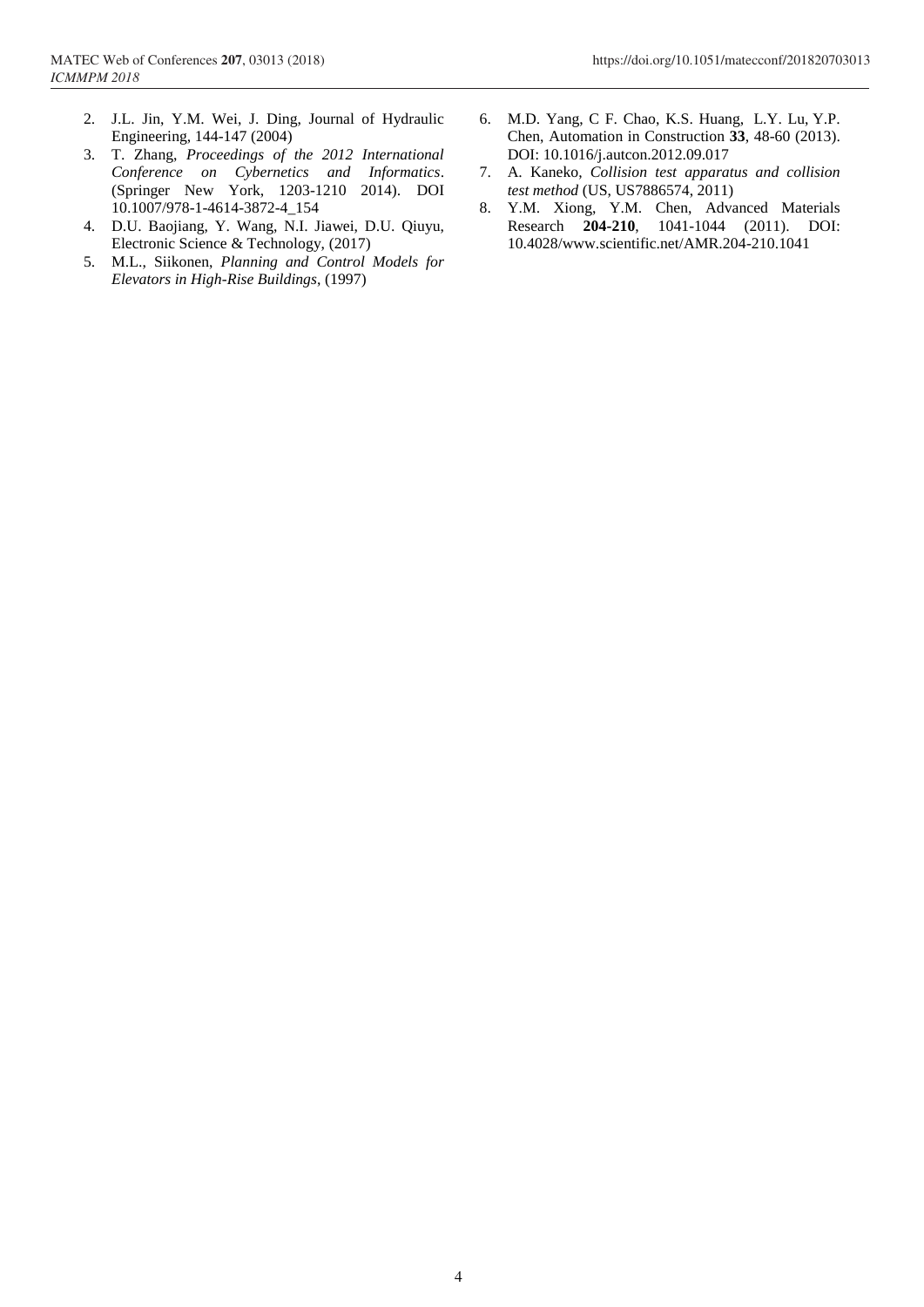2. J.L. Jin, Y.M. Wei, J. Ding, Journal of Hydraulic Engineering, 144-147 (2004)
3. T. Zhang, *Proceedings of the 2012 International Conference on Cybernetics and Informatics*. (Springer New York, 1203-1210 2014). DOI 10.1007/978-1-4614-3872-4_154
4. D.U. Baojiang, Y. Wang, N.I. Jiawei, D.U. Qiuyu, Electronic Science & Technology, (2017)
5. M.L., Siikonen, *Planning and Control Models for Elevators in High-Rise Buildings*, (1997)
6. M.D. Yang, C F. Chao, K.S. Huang, L.Y. Lu, Y.P. Chen, Automation in Construction **33**, 48-60 (2013). DOI: 10.1016/j.autcon.2012.09.017
7. A. Kaneko, *Collision test apparatus and collision test method* (US, US7886574, 2011)
8. Y.M. Xiong, Y.M. Chen, Advanced Materials Research **204-210**, 1041-1044 (2011). DOI: 10.4028/www.scientific.net/AMR.204-210.1041